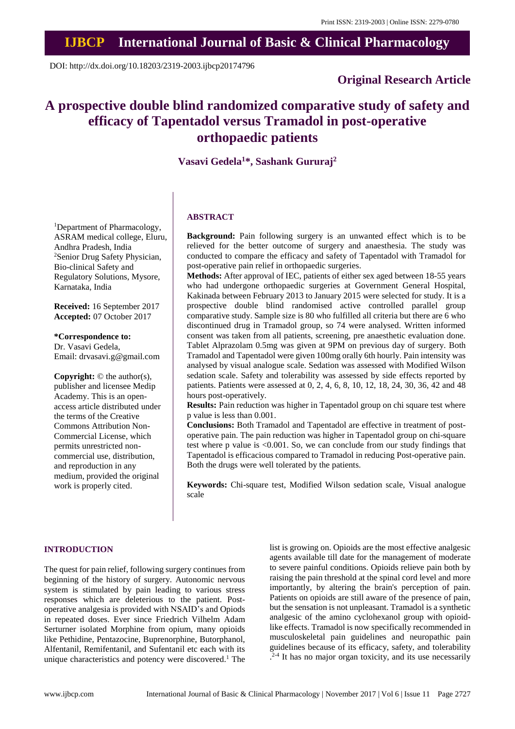Print ISSN: 2319-2003 | Online ISSN: 2279-0780

# IJBCP International Journal of Basic & Clinical Pharmacology

DOI: http://dx.doi.org/10.18203/2319-2003.ijbcp20174796

**Original Research Article**

# A prospective double blind randomized comparative study of safety and efficacy of Tapentadol versus Tramadol in post-operative orthopaedic patients

**Vasavi Gedela[1]*, Sashank Gururaj[2]**

[1]Department of Pharmacology, ASRAM medical college, Eluru, Andhra Pradesh, India
[2]Senior Drug Safety Physician, Bio-clinical Safety and Regulatory Solutions, Mysore, Karnataka, India

**Received:** 16 September 2017
**Accepted:** 07 October 2017

**\*Correspondence to:**
Dr. Vasavi Gedela,
Email: drvasavi.g@gmail.com

**Copyright:** © the author(s), publisher and licensee Medip Academy. This is an open-access article distributed under the terms of the Creative Commons Attribution Non-Commercial License, which permits unrestricted non-commercial use, distribution, and reproduction in any medium, provided the original work is properly cited.

## ABSTRACT

**Background:** Pain following surgery is an unwanted effect which is to be relieved for the better outcome of surgery and anaesthesia. The study was conducted to compare the efficacy and safety of Tapentadol with Tramadol for post-operative pain relief in orthopaedic surgeries.

**Methods:** After approval of IEC, patients of either sex aged between 18-55 years who had undergone orthopaedic surgeries at Government General Hospital, Kakinada between February 2013 to January 2015 were selected for study. It is a prospective double blind randomised active controlled parallel group comparative study. Sample size is 80 who fulfilled all criteria but there are 6 who discontinued drug in Tramadol group, so 74 were analysed. Written informed consent was taken from all patients, screening, pre anaesthetic evaluation done. Tablet Alprazolam 0.5mg was given at 9PM on previous day of surgery. Both Tramadol and Tapentadol were given 100mg orally 6th hourly. Pain intensity was analysed by visual analogue scale. Sedation was assessed with Modified Wilson sedation scale. Safety and tolerability was assessed by side effects reported by patients. Patients were assessed at 0, 2, 4, 6, 8, 10, 12, 18, 24, 30, 36, 42 and 48 hours post-operatively.

**Results:** Pain reduction was higher in Tapentadol group on chi square test where p value is less than 0.001.

**Conclusions:** Both Tramadol and Tapentadol are effective in treatment of post-operative pain. The pain reduction was higher in Tapentadol group on chi-square test where p value is <0.001. So, we can conclude from our study findings that Tapentadol is efficacious compared to Tramadol in reducing Post-operative pain. Both the drugs were well tolerated by the patients.

**Keywords:** Chi-square test, Modified Wilson sedation scale, Visual analogue scale

## INTRODUCTION

The quest for pain relief, following surgery continues from beginning of the history of surgery. Autonomic nervous system is stimulated by pain leading to various stress responses which are deleterious to the patient. Post-operative analgesia is provided with NSAID's and Opiods in repeated doses. Ever since Friedrich Vilhelm Adam Serturner isolated Morphine from opium, many opioids like Pethidine, Pentazocine, Buprenorphine, Butorphanol, Alfentanil, Remifentanil, and Sufentanil etc each with its unique characteristics and potency were discovered.[1] The list is growing on. Opioids are the most effective analgesic agents available till date for the management of moderate to severe painful conditions. Opioids relieve pain both by raising the pain threshold at the spinal cord level and more importantly, by altering the brain's perception of pain. Patients on opioids are still aware of the presence of pain, but the sensation is not unpleasant. Tramadol is a synthetic analgesic of the amino cyclohexanol group with opioid-like effects. Tramadol is now specifically recommended in musculoskeletal pain guidelines and neuropathic pain guidelines because of its efficacy, safety, and tolerability.[2-4] It has no major organ toxicity, and its use necessarily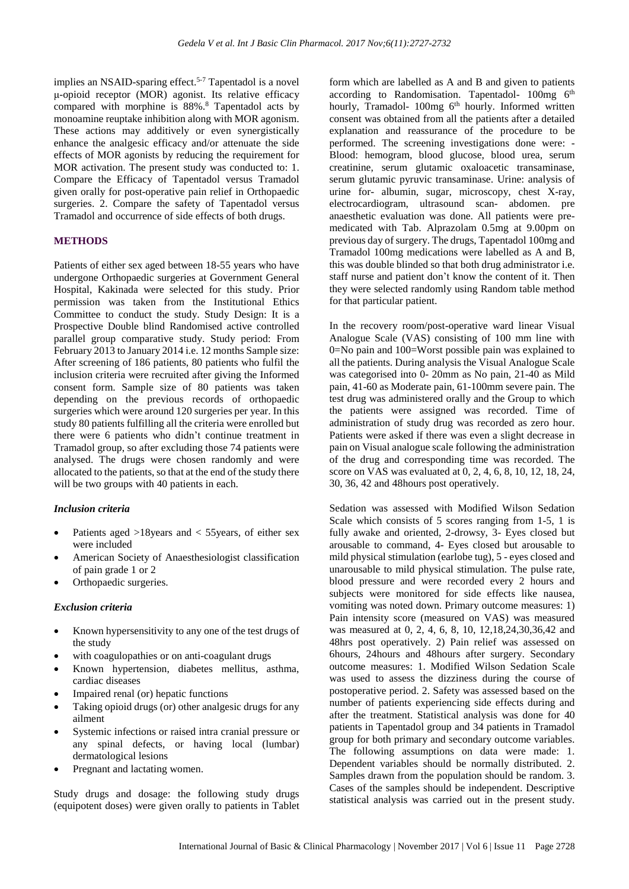implies an NSAID-sparing effect.[5-7] Tapentadol is a novel μ-opioid receptor (MOR) agonist. Its relative efficacy compared with morphine is 88%.[8] Tapentadol acts by monoamine reuptake inhibition along with MOR agonism. These actions may additively or even synergistically enhance the analgesic efficacy and/or attenuate the side effects of MOR agonists by reducing the requirement for MOR activation. The present study was conducted to: 1. Compare the Efficacy of Tapentadol versus Tramadol given orally for post-operative pain relief in Orthopaedic surgeries. 2. Compare the safety of Tapentadol versus Tramadol and occurrence of side effects of both drugs.

## METHODS

Patients of either sex aged between 18-55 years who have undergone Orthopaedic surgeries at Government General Hospital, Kakinada were selected for this study. Prior permission was taken from the Institutional Ethics Committee to conduct the study. Study Design: It is a Prospective Double blind Randomised active controlled parallel group comparative study. Study period: From February 2013 to January 2014 i.e. 12 months Sample size: After screening of 186 patients, 80 patients who fulfil the inclusion criteria were recruited after giving the Informed consent form. Sample size of 80 patients was taken depending on the previous records of orthopaedic surgeries which were around 120 surgeries per year. In this study 80 patients fulfilling all the criteria were enrolled but there were 6 patients who didn't continue treatment in Tramadol group, so after excluding those 74 patients were analysed. The drugs were chosen randomly and were allocated to the patients, so that at the end of the study there will be two groups with 40 patients in each.

### *Inclusion criteria*

- Patients aged >18years and < 55years, of either sex were included
- American Society of Anaesthesiologist classification of pain grade 1 or 2
- Orthopaedic surgeries.

### *Exclusion criteria*

- Known hypersensitivity to any one of the test drugs of the study
- with coagulopathies or on anti-coagulant drugs
- Known hypertension, diabetes mellitus, asthma, cardiac diseases
- Impaired renal (or) hepatic functions
- Taking opioid drugs (or) other analgesic drugs for any ailment
- Systemic infections or raised intra cranial pressure or any spinal defects, or having local (lumbar) dermatological lesions
- Pregnant and lactating women.

Study drugs and dosage: the following study drugs (equipotent doses) were given orally to patients in Tablet form which are labelled as A and B and given to patients according to Randomisation. Tapentadol- 100mg 6[th] hourly, Tramadol- 100mg 6[th] hourly. Informed written consent was obtained from all the patients after a detailed explanation and reassurance of the procedure to be performed. The screening investigations done were: - Blood: hemogram, blood glucose, blood urea, serum creatinine, serum glutamic oxaloacetic transaminase, serum glutamic pyruvic transaminase. Urine: analysis of urine for- albumin, sugar, microscopy, chest X-ray, electrocardiogram, ultrasound scan- abdomen. pre anaesthetic evaluation was done. All patients were pre-medicated with Tab. Alprazolam 0.5mg at 9.00pm on previous day of surgery. The drugs, Tapentadol 100mg and Tramadol 100mg medications were labelled as A and B, this was double blinded so that both drug administrator i.e. staff nurse and patient don't know the content of it. Then they were selected randomly using Random table method for that particular patient.

In the recovery room/post-operative ward linear Visual Analogue Scale (VAS) consisting of 100 mm line with 0=No pain and 100=Worst possible pain was explained to all the patients. During analysis the Visual Analogue Scale was categorised into 0- 20mm as No pain, 21-40 as Mild pain, 41-60 as Moderate pain, 61-100mm severe pain. The test drug was administered orally and the Group to which the patients were assigned was recorded. Time of administration of study drug was recorded as zero hour. Patients were asked if there was even a slight decrease in pain on Visual analogue scale following the administration of the drug and corresponding time was recorded. The score on VAS was evaluated at 0, 2, 4, 6, 8, 10, 12, 18, 24, 30, 36, 42 and 48hours post operatively.

Sedation was assessed with Modified Wilson Sedation Scale which consists of 5 scores ranging from 1-5, 1 is fully awake and oriented, 2-drowsy, 3- Eyes closed but arousable to command, 4- Eyes closed but arousable to mild physical stimulation (earlobe tug), 5 - eyes closed and unarousable to mild physical stimulation. The pulse rate, blood pressure and were recorded every 2 hours and subjects were monitored for side effects like nausea, vomiting was noted down. Primary outcome measures: 1) Pain intensity score (measured on VAS) was measured was measured at 0, 2, 4, 6, 8, 10, 12,18,24,30,36,42 and 48hrs post operatively. 2) Pain relief was assessed on 6hours, 24hours and 48hours after surgery. Secondary outcome measures: 1. Modified Wilson Sedation Scale was used to assess the dizziness during the course of postoperative period. 2. Safety was assessed based on the number of patients experiencing side effects during and after the treatment. Statistical analysis was done for 40 patients in Tapentadol group and 34 patients in Tramadol group for both primary and secondary outcome variables. The following assumptions on data were made: 1. Dependent variables should be normally distributed. 2. Samples drawn from the population should be random. 3. Cases of the samples should be independent. Descriptive statistical analysis was carried out in the present study.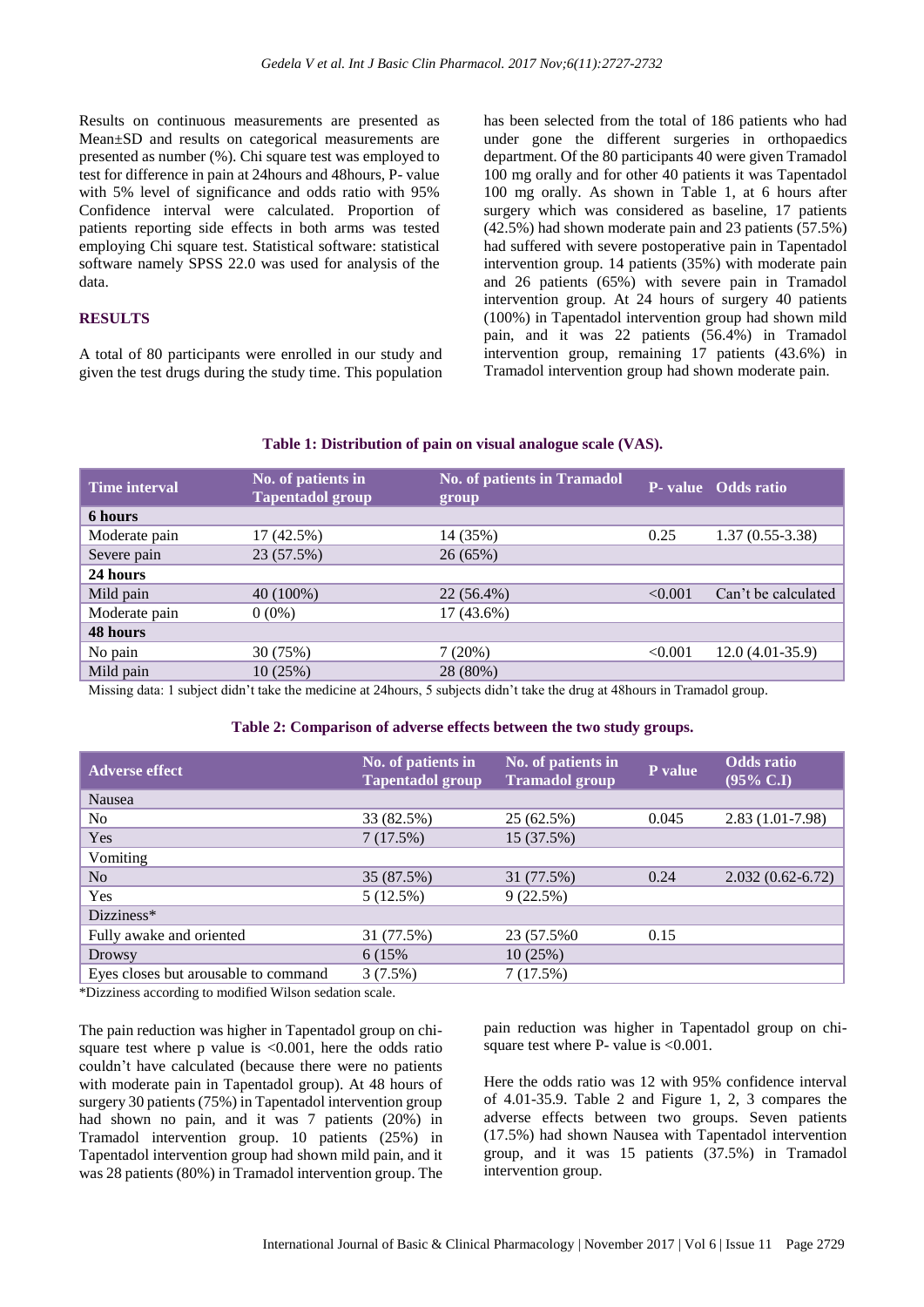Results on continuous measurements are presented as Mean±SD and results on categorical measurements are presented as number (%). Chi square test was employed to test for difference in pain at 24hours and 48hours, P- value with 5% level of significance and odds ratio with 95% Confidence interval were calculated. Proportion of patients reporting side effects in both arms was tested employing Chi square test. Statistical software: statistical software namely SPSS 22.0 was used for analysis of the data.

## RESULTS

A total of 80 participants were enrolled in our study and given the test drugs during the study time. This population has been selected from the total of 186 patients who had under gone the different surgeries in orthopaedics department. Of the 80 participants 40 were given Tramadol 100 mg orally and for other 40 patients it was Tapentadol 100 mg orally. As shown in Table 1, at 6 hours after surgery which was considered as baseline, 17 patients (42.5%) had shown moderate pain and 23 patients (57.5%) had suffered with severe postoperative pain in Tapentadol intervention group. 14 patients (35%) with moderate pain and 26 patients (65%) with severe pain in Tramadol intervention group. At 24 hours of surgery 40 patients (100%) in Tapentadol intervention group had shown mild pain, and it was 22 patients (56.4%) in Tramadol intervention group, remaining 17 patients (43.6%) in Tramadol intervention group had shown moderate pain.

**Table 1: Distribution of pain on visual analogue scale (VAS).**

| Time interval | No. of patients in Tapentadol group | No. of patients in Tramadol group | P- value | Odds ratio |
|---|---|---|---|---|
| **6 hours** | | | | |
| Moderate pain | 17 (42.5%) | 14 (35%) | 0.25 | 1.37 (0.55-3.38) |
| Severe pain | 23 (57.5%) | 26 (65%) | | |
| **24 hours** | | | | |
| Mild pain | 40 (100%) | 22 (56.4%) | <0.001 | Can't be calculated |
| Moderate pain | 0 (0%) | 17 (43.6%) | | |
| **48 hours** | | | | |
| No pain | 30 (75%) | 7 (20%) | <0.001 | 12.0 (4.01-35.9) |
| Mild pain | 10 (25%) | 28 (80%) | | |

Missing data: 1 subject didn't take the medicine at 24hours, 5 subjects didn't take the drug at 48hours in Tramadol group.

**Table 2: Comparison of adverse effects between the two study groups.**

| Adverse effect | No. of patients in Tapentadol group | No. of patients in Tramadol group | P value | Odds ratio (95% C.I) |
|---|---|---|---|---|
| Nausea | | | | |
| No | 33 (82.5%) | 25 (62.5%) | 0.045 | 2.83 (1.01-7.98) |
| Yes | 7 (17.5%) | 15 (37.5%) | | |
| Vomiting | | | | |
| No | 35 (87.5%) | 31 (77.5%) | 0.24 | 2.032 (0.62-6.72) |
| Yes | 5 (12.5%) | 9 (22.5%) | | |
| Dizziness* | | | | |
| Fully awake and oriented | 31 (77.5%) | 23 (57.5%0 | 0.15 | |
| Drowsy | 6 (15% | 10 (25%) | | |
| Eyes closes but arousable to command | 3 (7.5%) | 7 (17.5%) | | |

*Dizziness according to modified Wilson sedation scale.

The pain reduction was higher in Tapentadol group on chi-square test where p value is <0.001, here the odds ratio couldn't have calculated (because there were no patients with moderate pain in Tapentadol group). At 48 hours of surgery 30 patients (75%) in Tapentadol intervention group had shown no pain, and it was 7 patients (20%) in Tramadol intervention group. 10 patients (25%) in Tapentadol intervention group had shown mild pain, and it was 28 patients (80%) in Tramadol intervention group. The pain reduction was higher in Tapentadol group on chi-square test where P- value is <0.001.

Here the odds ratio was 12 with 95% confidence interval of 4.01-35.9. Table 2 and Figure 1, 2, 3 compares the adverse effects between two groups. Seven patients (17.5%) had shown Nausea with Tapentadol intervention group, and it was 15 patients (37.5%) in Tramadol intervention group.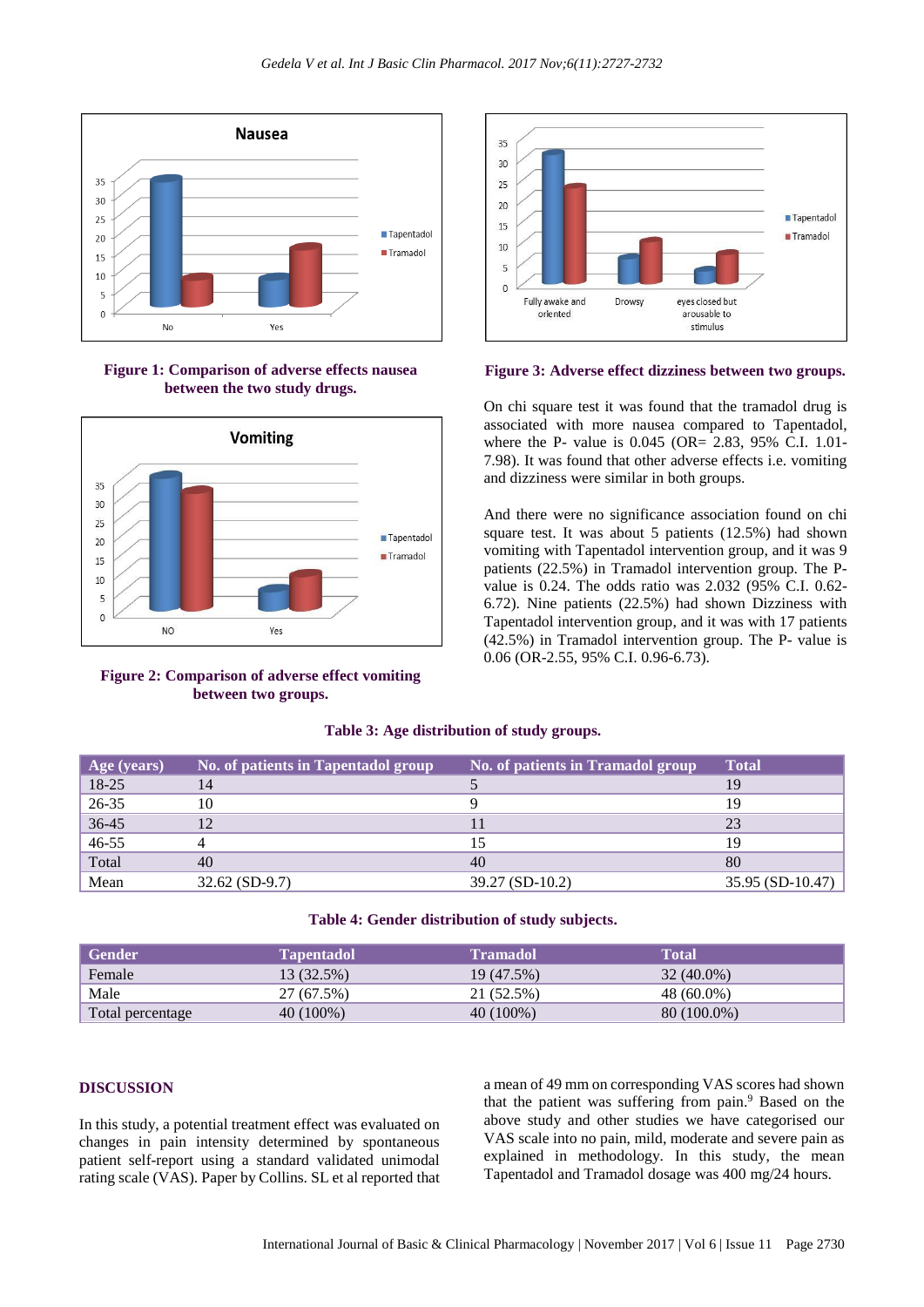Figure 1: Comparison of adverse effects nausea between the two study drugs.

Figure 2: Comparison of adverse effect vomiting between two groups.

Figure 3: Adverse effect dizziness between two groups.

On chi square test it was found that the tramadol drug is associated with more nausea compared to Tapentadol, where the P- value is 0.045 (OR= 2.83, 95% C.I. 1.01-7.98). It was found that other adverse effects i.e. vomiting and dizziness were similar in both groups.

And there were no significance association found on chi square test. It was about 5 patients (12.5%) had shown vomiting with Tapentadol intervention group, and it was 9 patients (22.5%) in Tramadol intervention group. The P-value is 0.24. The odds ratio was 2.032 (95% C.I. 0.62-6.72). Nine patients (22.5%) had shown Dizziness with Tapentadol intervention group, and it was with 17 patients (42.5%) in Tramadol intervention group. The P- value is 0.06 (OR-2.55, 95% C.I. 0.96-6.73).

**Table 3: Age distribution of study groups.**

| Age (years) | No. of patients in Tapentadol group | No. of patients in Tramadol group | Total |
|---|---|---|---|
| 18-25 | 14 | 5 | 19 |
| 26-35 | 10 | 9 | 19 |
| 36-45 | 12 | 11 | 23 |
| 46-55 | 4 | 15 | 19 |
| Total | 40 | 40 | 80 |
| Mean | 32.62 (SD-9.7) | 39.27 (SD-10.2) | 35.95 (SD-10.47) |

**Table 4: Gender distribution of study subjects.**

| Gender | Tapentadol | Tramadol | Total |
|---|---|---|---|
| Female | 13 (32.5%) | 19 (47.5%) | 32 (40.0%) |
| Male | 27 (67.5%) | 21 (52.5%) | 48 (60.0%) |
| Total percentage | 40 (100%) | 40 (100%) | 80 (100.0%) |

## DISCUSSION

In this study, a potential treatment effect was evaluated on changes in pain intensity determined by spontaneous patient self-report using a standard validated unimodal rating scale (VAS). Paper by Collins. SL et al reported that a mean of 49 mm on corresponding VAS scores had shown that the patient was suffering from pain.[9] Based on the above study and other studies we have categorised our VAS scale into no pain, mild, moderate and severe pain as explained in methodology. In this study, the mean Tapentadol and Tramadol dosage was 400 mg/24 hours.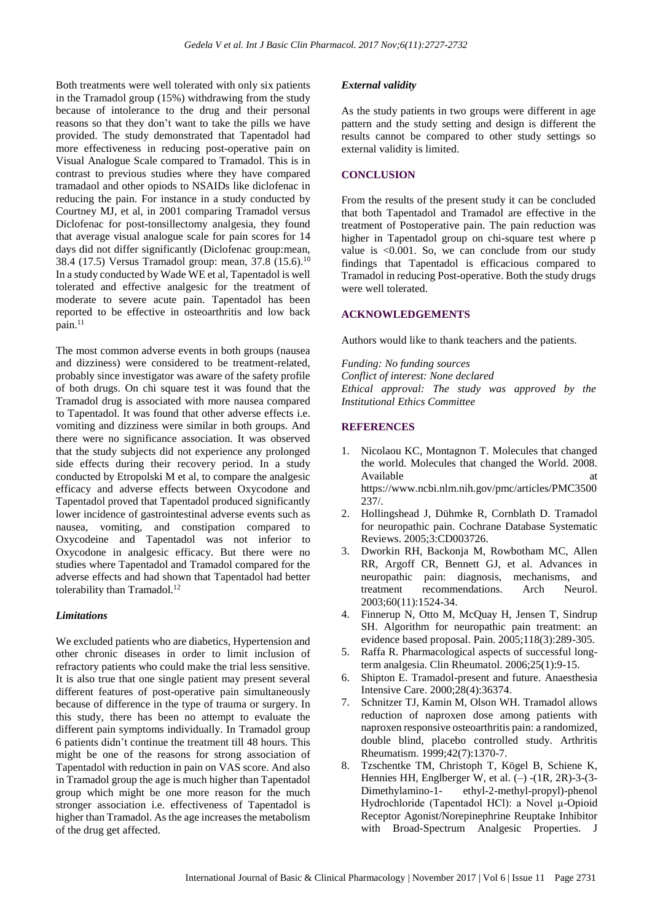Both treatments were well tolerated with only six patients in the Tramadol group (15%) withdrawing from the study because of intolerance to the drug and their personal reasons so that they don't want to take the pills we have provided. The study demonstrated that Tapentadol had more effectiveness in reducing post-operative pain on Visual Analogue Scale compared to Tramadol. This is in contrast to previous studies where they have compared tramadaol and other opiods to NSAIDs like diclofenac in reducing the pain. For instance in a study conducted by Courtney MJ, et al, in 2001 comparing Tramadol versus Diclofenac for post-tonsillectomy analgesia, they found that average visual analogue scale for pain scores for 14 days did not differ significantly (Diclofenac group:mean, 38.4 (17.5) Versus Tramadol group: mean, 37.8 (15.6).[10] In a study conducted by Wade WE et al, Tapentadol is well tolerated and effective analgesic for the treatment of moderate to severe acute pain. Tapentadol has been reported to be effective in osteoarthritis and low back pain.[11]

The most common adverse events in both groups (nausea and dizziness) were considered to be treatment-related, probably since investigator was aware of the safety profile of both drugs. On chi square test it was found that the Tramadol drug is associated with more nausea compared to Tapentadol. It was found that other adverse effects i.e. vomiting and dizziness were similar in both groups. And there were no significance association. It was observed that the study subjects did not experience any prolonged side effects during their recovery period. In a study conducted by Etropolski M et al, to compare the analgesic efficacy and adverse effects between Oxycodone and Tapentadol proved that Tapentadol produced significantly lower incidence of gastrointestinal adverse events such as nausea, vomiting, and constipation compared to Oxycodeine and Tapentadol was not inferior to Oxycodone in analgesic efficacy. But there were no studies where Tapentadol and Tramadol compared for the adverse effects and had shown that Tapentadol had better tolerability than Tramadol.[12]

### *Limitations*

We excluded patients who are diabetics, Hypertension and other chronic diseases in order to limit inclusion of refractory patients who could make the trial less sensitive. It is also true that one single patient may present several different features of post-operative pain simultaneously because of difference in the type of trauma or surgery. In this study, there has been no attempt to evaluate the different pain symptoms individually. In Tramadol group 6 patients didn't continue the treatment till 48 hours. This might be one of the reasons for strong association of Tapentadol with reduction in pain on VAS score. And also in Tramadol group the age is much higher than Tapentadol group which might be one more reason for the much stronger association i.e. effectiveness of Tapentadol is higher than Tramadol. As the age increases the metabolism of the drug get affected.

### *External validity*

As the study patients in two groups were different in age pattern and the study setting and design is different the results cannot be compared to other study settings so external validity is limited.

## CONCLUSION

From the results of the present study it can be concluded that both Tapentadol and Tramadol are effective in the treatment of Postoperative pain. The pain reduction was higher in Tapentadol group on chi-square test where p value is $<0.001$. So, we can conclude from our study findings that Tapentadol is efficacious compared to Tramadol in reducing Post-operative. Both the study drugs were well tolerated.

## ACKNOWLEDGEMENTS

Authors would like to thank teachers and the patients.

*Funding: No funding sources*
*Conflict of interest: None declared*
*Ethical approval: The study was approved by the Institutional Ethics Committee*

## REFERENCES

1. Nicolaou KC, Montagnon T. Molecules that changed the world. Molecules that changed the World. 2008. Available at https://www.ncbi.nlm.nih.gov/pmc/articles/PMC3500237/.
2. Hollingshead J, Dühmke R, Cornblath D. Tramadol for neuropathic pain. Cochrane Database Systematic Reviews. 2005;3:CD003726.
3. Dworkin RH, Backonja M, Rowbotham MC, Allen RR, Argoff CR, Bennett GJ, et al. Advances in neuropathic pain: diagnosis, mechanisms, and treatment recommendations. Arch Neurol. 2003;60(11):1524-34.
4. Finnerup N, Otto M, McQuay H, Jensen T, Sindrup SH. Algorithm for neuropathic pain treatment: an evidence based proposal. Pain. 2005;118(3):289-305.
5. Raffa R. Pharmacological aspects of successful long-term analgesia. Clin Rheumatol. 2006;25(1):9-15.
6. Shipton E. Tramadol-present and future. Anaesthesia Intensive Care. 2000;28(4):36374.
7. Schnitzer TJ, Kamin M, Olson WH. Tramadol allows reduction of naproxen dose among patients with naproxen responsive osteoarthritis pain: a randomized, double blind, placebo controlled study. Arthritis Rheumatism. 1999;42(7):1370-7.
8. Tzschentke TM, Christoph T, Kögel B, Schiene K, Hennies HH, Englberger W, et al. (–) -(1R, 2R)-3-(3-Dimethylamino-1- ethyl-2-methyl-propyl)-phenol Hydrochloride (Tapentadol HCl): a Novel μ-Opioid Receptor Agonist/Norepinephrine Reuptake Inhibitor with Broad-Spectrum Analgesic Properties. J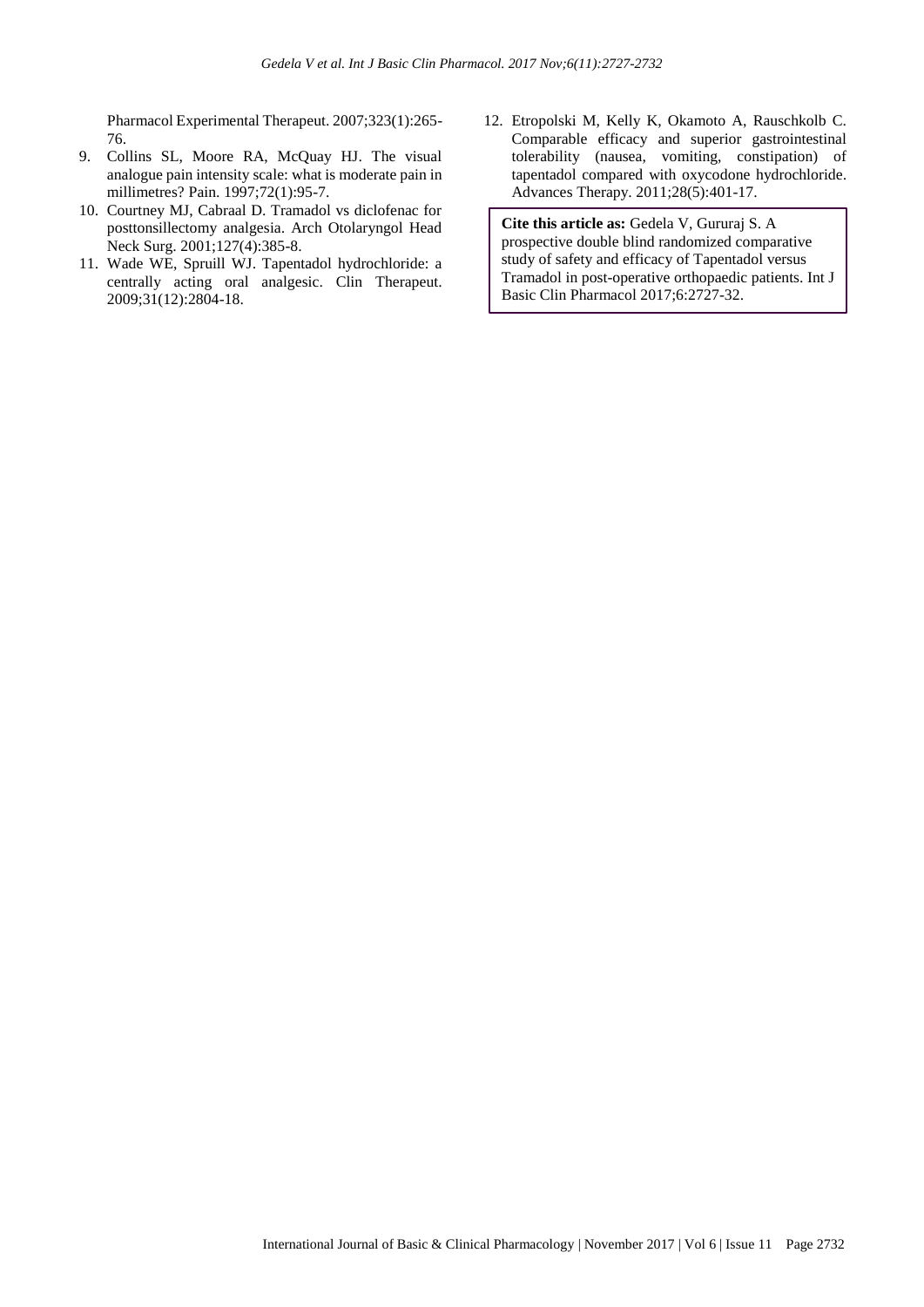Pharmacol Experimental Therapeut. 2007;323(1):265-76.

9. Collins SL, Moore RA, McQuay HJ. The visual analogue pain intensity scale: what is moderate pain in millimetres? Pain. 1997;72(1):95-7.
10. Courtney MJ, Cabraal D. Tramadol vs diclofenac for posttonsillectomy analgesia. Arch Otolaryngol Head Neck Surg. 2001;127(4):385-8.
11. Wade WE, Spruill WJ. Tapentadol hydrochloride: a centrally acting oral analgesic. Clin Therapeut. 2009;31(12):2804-18.
12. Etropolski M, Kelly K, Okamoto A, Rauschkolb C. Comparable efficacy and superior gastrointestinal tolerability (nausea, vomiting, constipation) of tapentadol compared with oxycodone hydrochloride. Advances Therapy. 2011;28(5):401-17.

**Cite this article as:** Gedela V, Gururaj S. A prospective double blind randomized comparative study of safety and efficacy of Tapentadol versus Tramadol in post-operative orthopaedic patients. Int J Basic Clin Pharmacol 2017;6:2727-32.